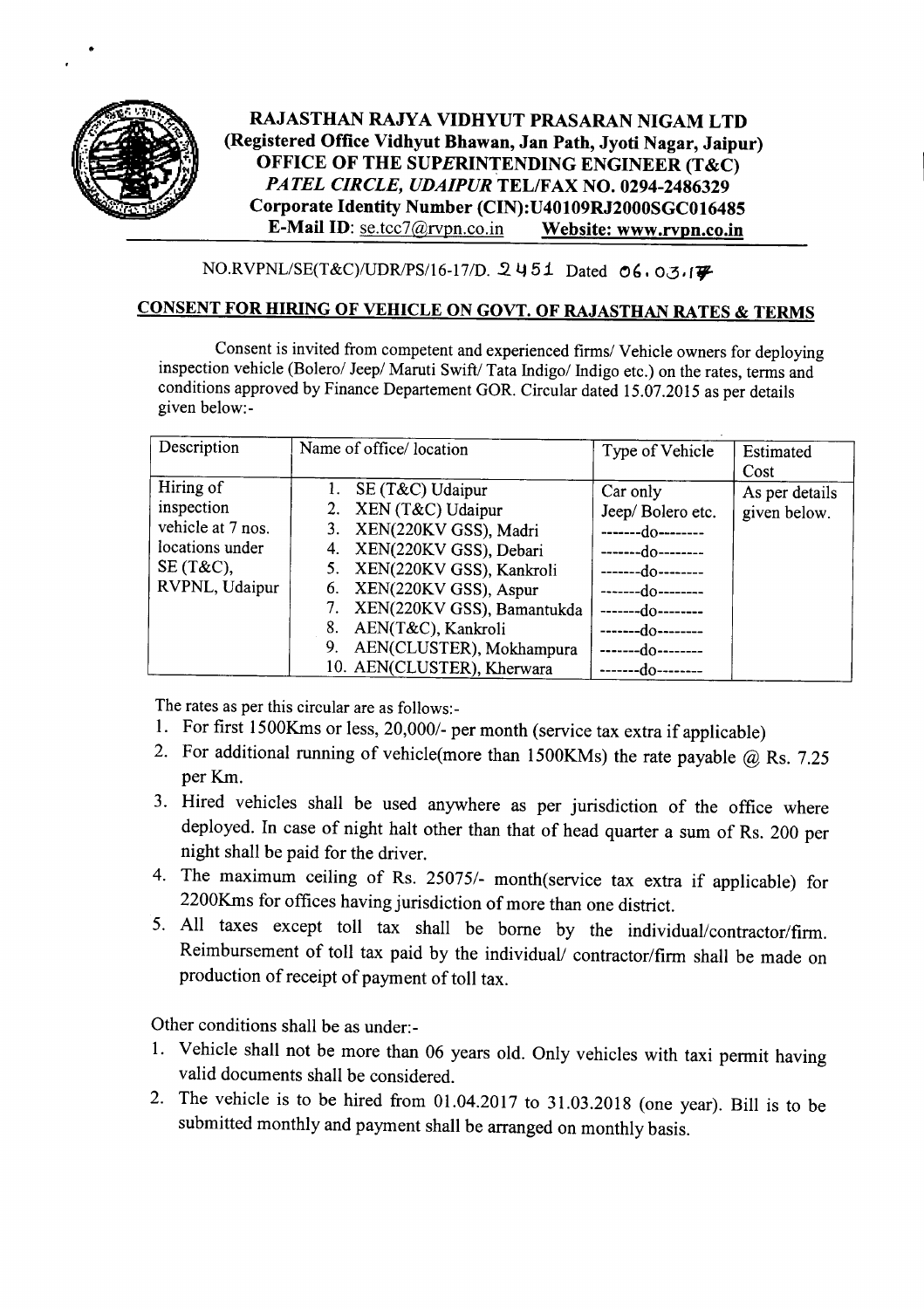# RAJASTHAN RAJYA VIDHYUT PRASARAN NIGAM LTD

**(Registered Office Vidhyut Bhawan, Jan Path, Jyoti Nagar, Jaipur)**

**OFFICE OF THE SUPERINTENDING ENGINEER (T&C)**

***PATEL CIRCLE, UDAIPUR* TEL/FAX NO. 0294-2486329**

**Corporate Identity Number (CIN):U40109RJ2000SGC016485**

**E-Mail ID**: se.tcc7@rvpn.co.in **Website: www.rvpn.co.in**

NO.RVPNL/SE(T&C)/UDR/PS/16-17/D. 2451 Dated 06.03.17

## CONSENT FOR HIRING OF VEHICLE ON GOVT. OF RAJASTHAN RATES & TERMS

Consent is invited from competent and experienced firms/ Vehicle owners for deploying inspection vehicle (Bolero/ Jeep/ Maruti Swift/ Tata Indigo/ Indigo etc.) on the rates, terms and conditions approved by Finance Departement GOR. Circular dated 15.07.2015 as per details given below:-

| Description | Name of office/ location | Type of Vehicle | Estimated Cost |
|---|---|---|---|
| Hiring of inspection vehicle at 7 nos. locations under SE (T&C), RVPNL, Udaipur | 1. SE (T&C) Udaipur | Car only | As per details given below. |
| | 2. XEN (T&C) Udaipur | Jeep/ Bolero etc. | |
| | 3. XEN(220KV GSS), Madri | -------do-------- | |
| | 4. XEN(220KV GSS), Debari | -------do-------- | |
| | 5. XEN(220KV GSS), Kankroli | -------do-------- | |
| | 6. XEN(220KV GSS), Aspur | -------do-------- | |
| | 7. XEN(220KV GSS), Bamantukda | -------do-------- | |
| | 8. AEN(T&C), Kankroli | -------do-------- | |
| | 9. AEN(CLUSTER), Mokhampura | -------do-------- | |
| | 10. AEN(CLUSTER), Kherwara | -------do-------- | |

The rates as per this circular are as follows:-

1. For first 1500Kms or less, 20,000/- per month (service tax extra if applicable)
2. For additional running of vehicle(more than 1500KMs) the rate payable @ Rs. 7.25 per Km.
3. Hired vehicles shall be used anywhere as per jurisdiction of the office where deployed. In case of night halt other than that of head quarter a sum of Rs. 200 per night shall be paid for the driver.
4. The maximum ceiling of Rs. 25075/- month(service tax extra if applicable) for 2200Kms for offices having jurisdiction of more than one district.
5. All taxes except toll tax shall be borne by the individual/contractor/firm. Reimbursement of toll tax paid by the individual/ contractor/firm shall be made on production of receipt of payment of toll tax.

Other conditions shall be as under:-

1. Vehicle shall not be more than 06 years old. Only vehicles with taxi permit having valid documents shall be considered.
2. The vehicle is to be hired from 01.04.2017 to 31.03.2018 (one year). Bill is to be submitted monthly and payment shall be arranged on monthly basis.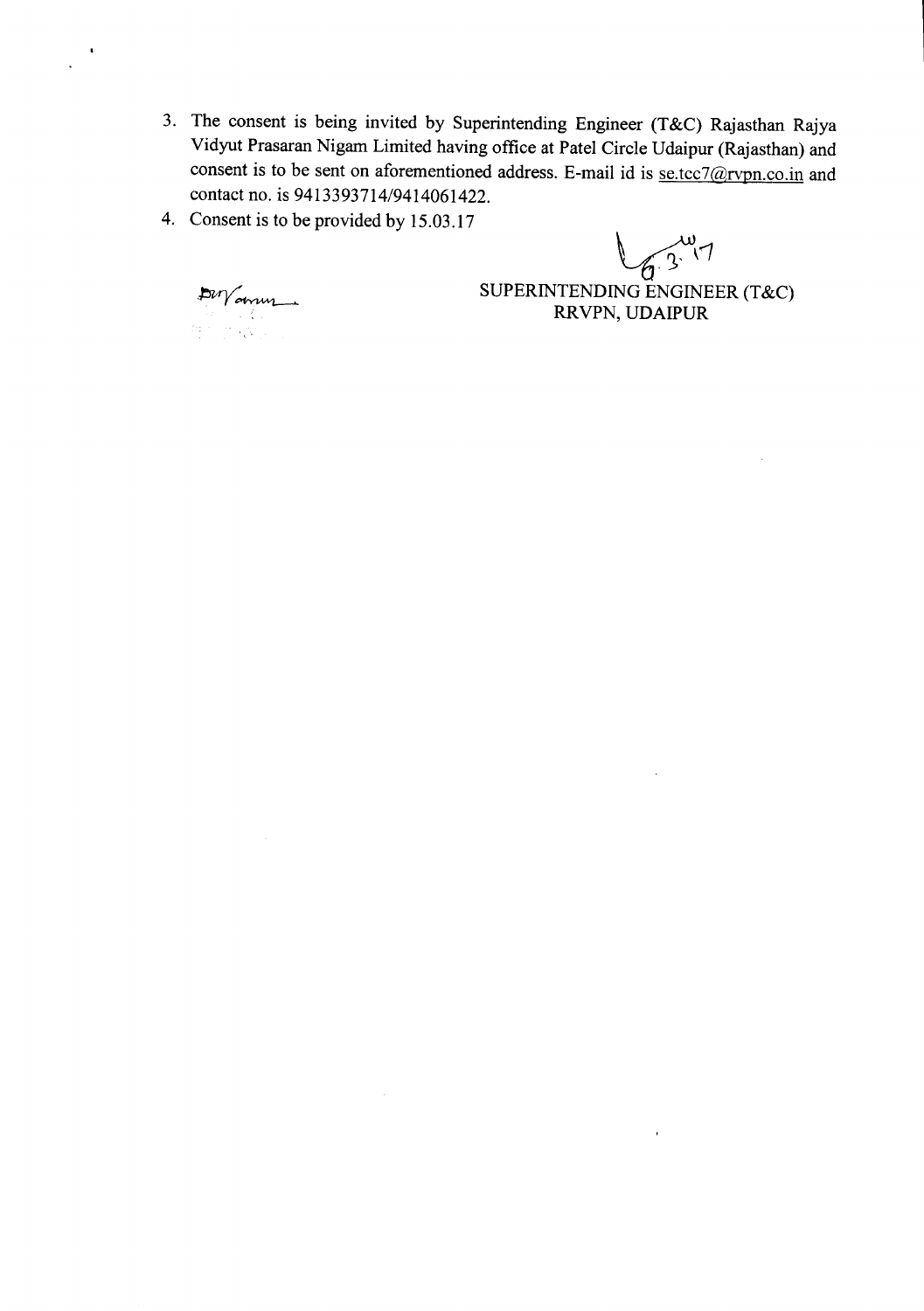3. The consent is being invited by Superintending Engineer (T&C) Rajasthan Rajya Vidyut Prasaran Nigam Limited having office at Patel Circle Udaipur (Rajasthan) and consent is to be sent on aforementioned address. E-mail id is se.tcc7@rvpn.co.in and contact no. is 9413393714/9414061422.
4. Consent is to be provided by 15.03.17

SUPERINTENDING ENGINEER (T&C)
RRVPN, UDAIPUR